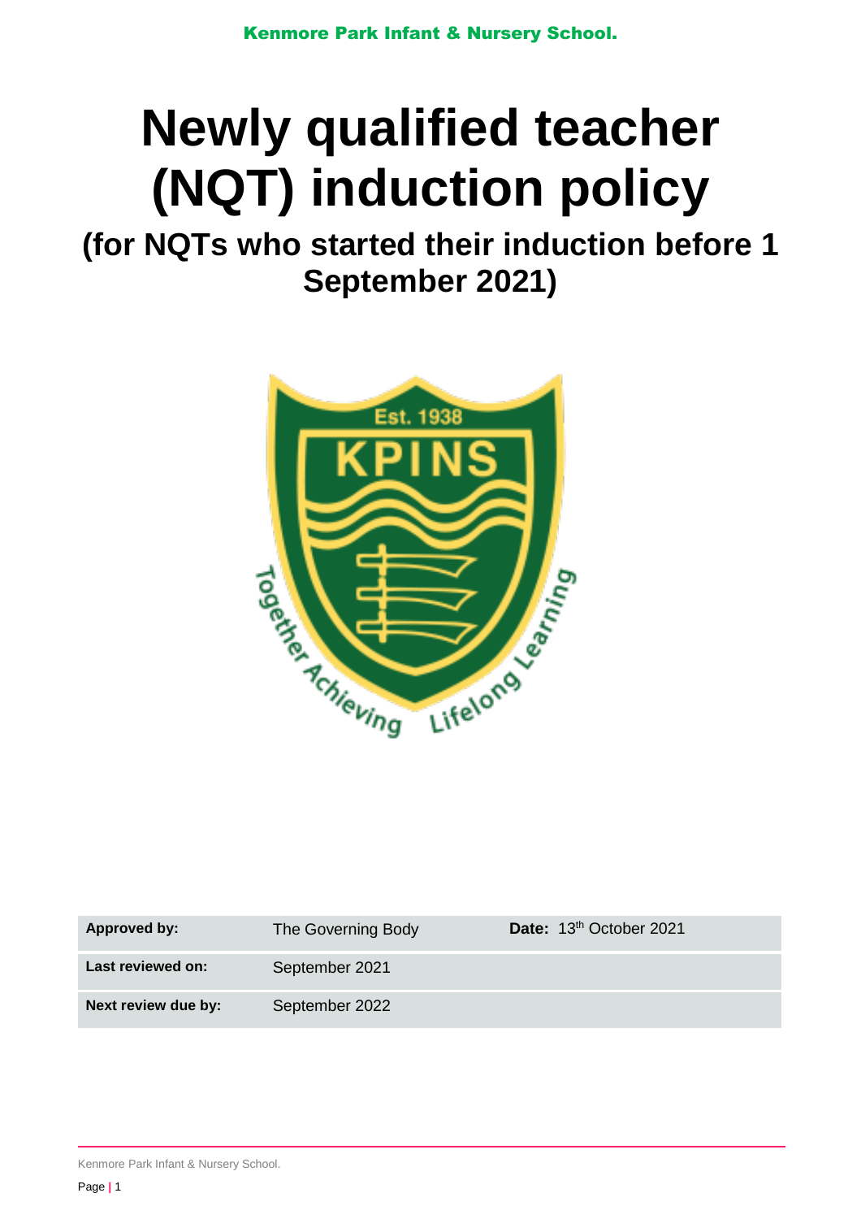# Newly qualified teacher (NQT) induction policy

## (for NQTs who started their induction before 1 September 2021)

| Approved by: | The Governing Body | Date: 13th October 2021 |
| --- | --- | --- |
| Last reviewed on: | September 2021 | |
| Next review due by: | September 2022 | |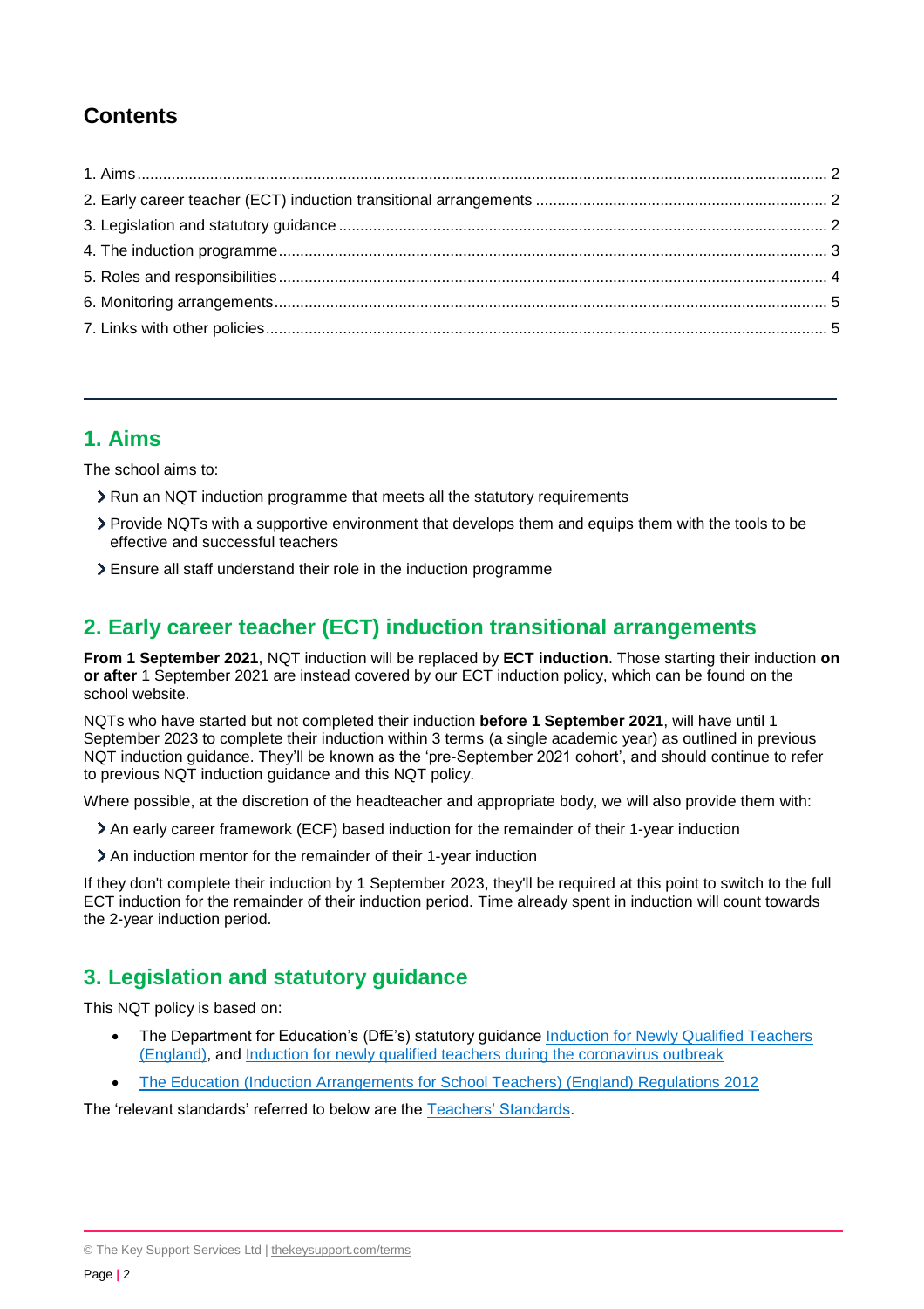## Contents

1. Aims .... 2
2. Early career teacher (ECT) induction transitional arrangements .... 2
3. Legislation and statutory guidance .... 2
4. The induction programme .... 3
5. Roles and responsibilities .... 4
6. Monitoring arrangements .... 5
7. Links with other policies .... 5

---

## 1. Aims

The school aims to:

- Run an NQT induction programme that meets all the statutory requirements
- Provide NQTs with a supportive environment that develops them and equips them with the tools to be effective and successful teachers
- Ensure all staff understand their role in the induction programme

## 2. Early career teacher (ECT) induction transitional arrangements

**From 1 September 2021**, NQT induction will be replaced by **ECT induction**. Those starting their induction **on or after** 1 September 2021 are instead covered by our ECT induction policy, which can be found on the school website.

NQTs who have started but not completed their induction **before 1 September 2021**, will have until 1 September 2023 to complete their induction within 3 terms (a single academic year) as outlined in previous NQT induction guidance. They'll be known as the 'pre-September 2021 cohort', and should continue to refer to previous NQT induction guidance and this NQT policy.

Where possible, at the discretion of the headteacher and appropriate body, we will also provide them with:

- An early career framework (ECF) based induction for the remainder of their 1-year induction
- An induction mentor for the remainder of their 1-year induction

If they don't complete their induction by 1 September 2023, they'll be required at this point to switch to the full ECT induction for the remainder of their induction period. Time already spent in induction will count towards the 2-year induction period.

## 3. Legislation and statutory guidance

This NQT policy is based on:

- The Department for Education's (DfE's) statutory guidance Induction for Newly Qualified Teachers (England), and Induction for newly qualified teachers during the coronavirus outbreak
- The Education (Induction Arrangements for School Teachers) (England) Regulations 2012

The 'relevant standards' referred to below are the Teachers' Standards.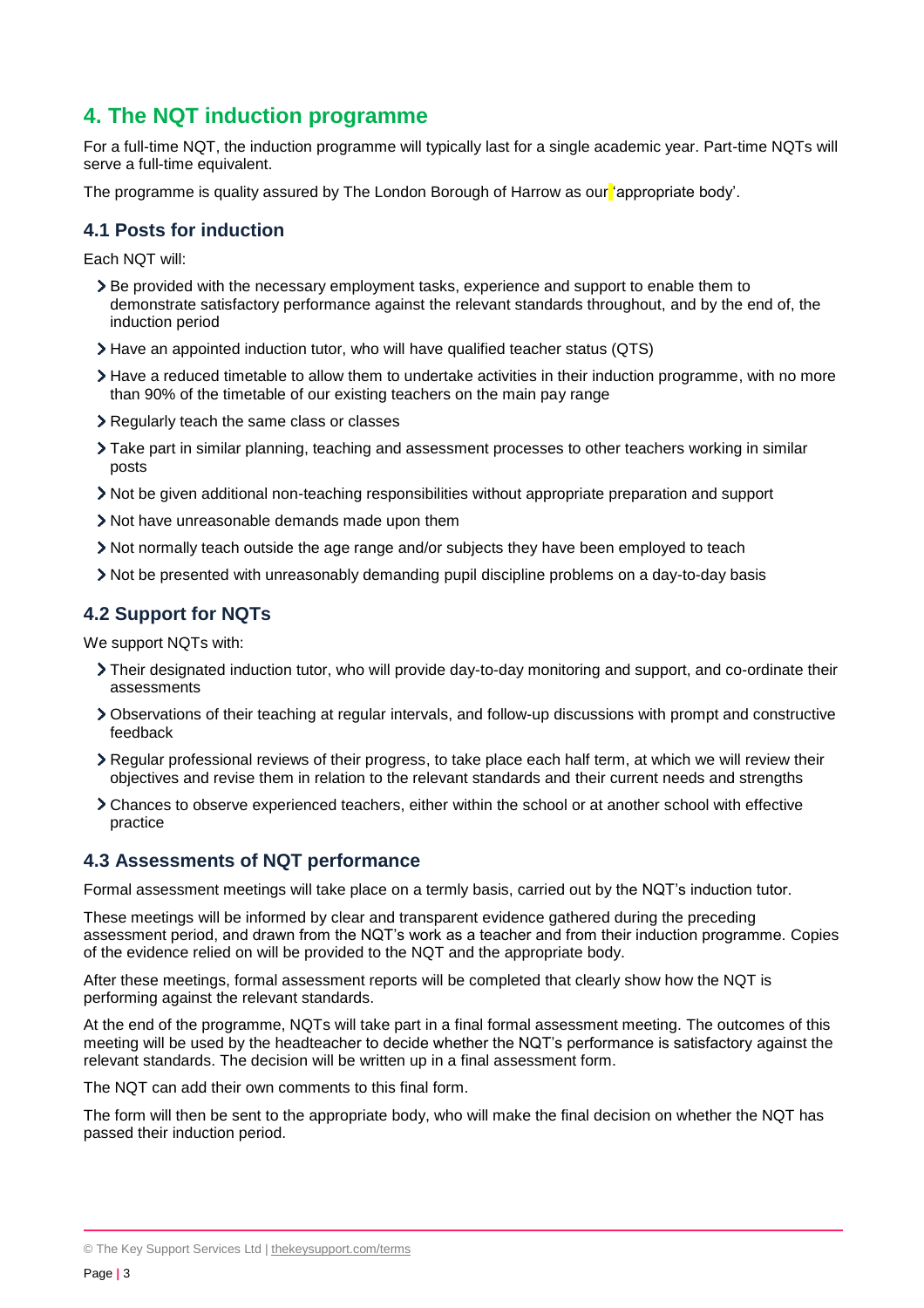## 4. The NQT induction programme

For a full-time NQT, the induction programme will typically last for a single academic year. Part-time NQTs will serve a full-time equivalent.

The programme is quality assured by The London Borough of Harrow as our 'appropriate body'.

### 4.1 Posts for induction

Each NQT will:

- Be provided with the necessary employment tasks, experience and support to enable them to demonstrate satisfactory performance against the relevant standards throughout, and by the end of, the induction period
- Have an appointed induction tutor, who will have qualified teacher status (QTS)
- Have a reduced timetable to allow them to undertake activities in their induction programme, with no more than 90% of the timetable of our existing teachers on the main pay range
- Regularly teach the same class or classes
- Take part in similar planning, teaching and assessment processes to other teachers working in similar posts
- Not be given additional non-teaching responsibilities without appropriate preparation and support
- Not have unreasonable demands made upon them
- Not normally teach outside the age range and/or subjects they have been employed to teach
- Not be presented with unreasonably demanding pupil discipline problems on a day-to-day basis

### 4.2 Support for NQTs

We support NQTs with:

- Their designated induction tutor, who will provide day-to-day monitoring and support, and co-ordinate their assessments
- Observations of their teaching at regular intervals, and follow-up discussions with prompt and constructive feedback
- Regular professional reviews of their progress, to take place each half term, at which we will review their objectives and revise them in relation to the relevant standards and their current needs and strengths
- Chances to observe experienced teachers, either within the school or at another school with effective practice

### 4.3 Assessments of NQT performance

Formal assessment meetings will take place on a termly basis, carried out by the NQT's induction tutor.

These meetings will be informed by clear and transparent evidence gathered during the preceding assessment period, and drawn from the NQT's work as a teacher and from their induction programme. Copies of the evidence relied on will be provided to the NQT and the appropriate body.

After these meetings, formal assessment reports will be completed that clearly show how the NQT is performing against the relevant standards.

At the end of the programme, NQTs will take part in a final formal assessment meeting. The outcomes of this meeting will be used by the headteacher to decide whether the NQT's performance is satisfactory against the relevant standards. The decision will be written up in a final assessment form.

The NQT can add their own comments to this final form.

The form will then be sent to the appropriate body, who will make the final decision on whether the NQT has passed their induction period.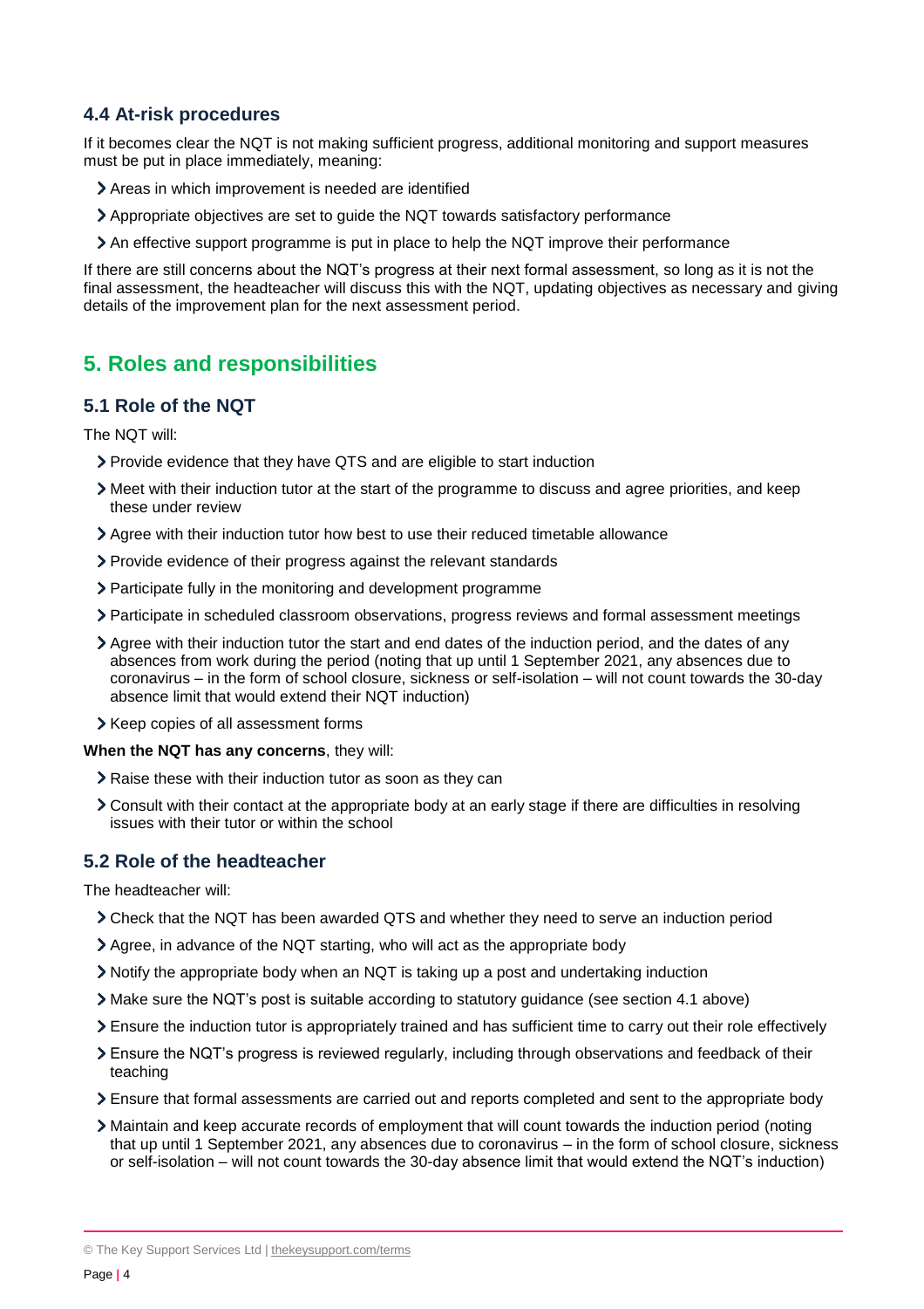### 4.4 At-risk procedures

If it becomes clear the NQT is not making sufficient progress, additional monitoring and support measures must be put in place immediately, meaning:

- Areas in which improvement is needed are identified
- Appropriate objectives are set to guide the NQT towards satisfactory performance
- An effective support programme is put in place to help the NQT improve their performance

If there are still concerns about the NQT's progress at their next formal assessment, so long as it is not the final assessment, the headteacher will discuss this with the NQT, updating objectives as necessary and giving details of the improvement plan for the next assessment period.

## 5. Roles and responsibilities

### 5.1 Role of the NQT

The NQT will:

- Provide evidence that they have QTS and are eligible to start induction
- Meet with their induction tutor at the start of the programme to discuss and agree priorities, and keep these under review
- Agree with their induction tutor how best to use their reduced timetable allowance
- Provide evidence of their progress against the relevant standards
- Participate fully in the monitoring and development programme
- Participate in scheduled classroom observations, progress reviews and formal assessment meetings
- Agree with their induction tutor the start and end dates of the induction period, and the dates of any absences from work during the period (noting that up until 1 September 2021, any absences due to coronavirus – in the form of school closure, sickness or self-isolation – will not count towards the 30-day absence limit that would extend their NQT induction)
- Keep copies of all assessment forms

**When the NQT has any concerns**, they will:

- Raise these with their induction tutor as soon as they can
- Consult with their contact at the appropriate body at an early stage if there are difficulties in resolving issues with their tutor or within the school

### 5.2 Role of the headteacher

The headteacher will:

- Check that the NQT has been awarded QTS and whether they need to serve an induction period
- Agree, in advance of the NQT starting, who will act as the appropriate body
- Notify the appropriate body when an NQT is taking up a post and undertaking induction
- Make sure the NQT's post is suitable according to statutory guidance (see section 4.1 above)
- Ensure the induction tutor is appropriately trained and has sufficient time to carry out their role effectively
- Ensure the NQT's progress is reviewed regularly, including through observations and feedback of their teaching
- Ensure that formal assessments are carried out and reports completed and sent to the appropriate body
- Maintain and keep accurate records of employment that will count towards the induction period (noting that up until 1 September 2021, any absences due to coronavirus – in the form of school closure, sickness or self-isolation – will not count towards the 30-day absence limit that would extend the NQT's induction)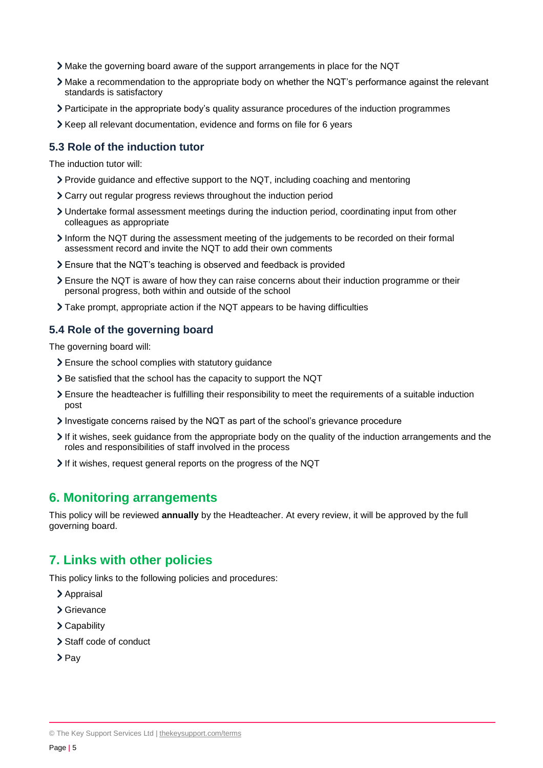- Make the governing board aware of the support arrangements in place for the NQT
- Make a recommendation to the appropriate body on whether the NQT's performance against the relevant standards is satisfactory
- Participate in the appropriate body's quality assurance procedures of the induction programmes
- Keep all relevant documentation, evidence and forms on file for 6 years

### 5.3 Role of the induction tutor

The induction tutor will:

- Provide guidance and effective support to the NQT, including coaching and mentoring
- Carry out regular progress reviews throughout the induction period
- Undertake formal assessment meetings during the induction period, coordinating input from other colleagues as appropriate
- Inform the NQT during the assessment meeting of the judgements to be recorded on their formal assessment record and invite the NQT to add their own comments
- Ensure that the NQT's teaching is observed and feedback is provided
- Ensure the NQT is aware of how they can raise concerns about their induction programme or their personal progress, both within and outside of the school
- Take prompt, appropriate action if the NQT appears to be having difficulties

### 5.4 Role of the governing board

The governing board will:

- Ensure the school complies with statutory guidance
- Be satisfied that the school has the capacity to support the NQT
- Ensure the headteacher is fulfilling their responsibility to meet the requirements of a suitable induction post
- Investigate concerns raised by the NQT as part of the school's grievance procedure
- If it wishes, seek guidance from the appropriate body on the quality of the induction arrangements and the roles and responsibilities of staff involved in the process
- If it wishes, request general reports on the progress of the NQT

## 6. Monitoring arrangements

This policy will be reviewed **annually** by the Headteacher. At every review, it will be approved by the full governing board.

## 7. Links with other policies

This policy links to the following policies and procedures:

- Appraisal
- Grievance
- Capability
- Staff code of conduct
- Pay